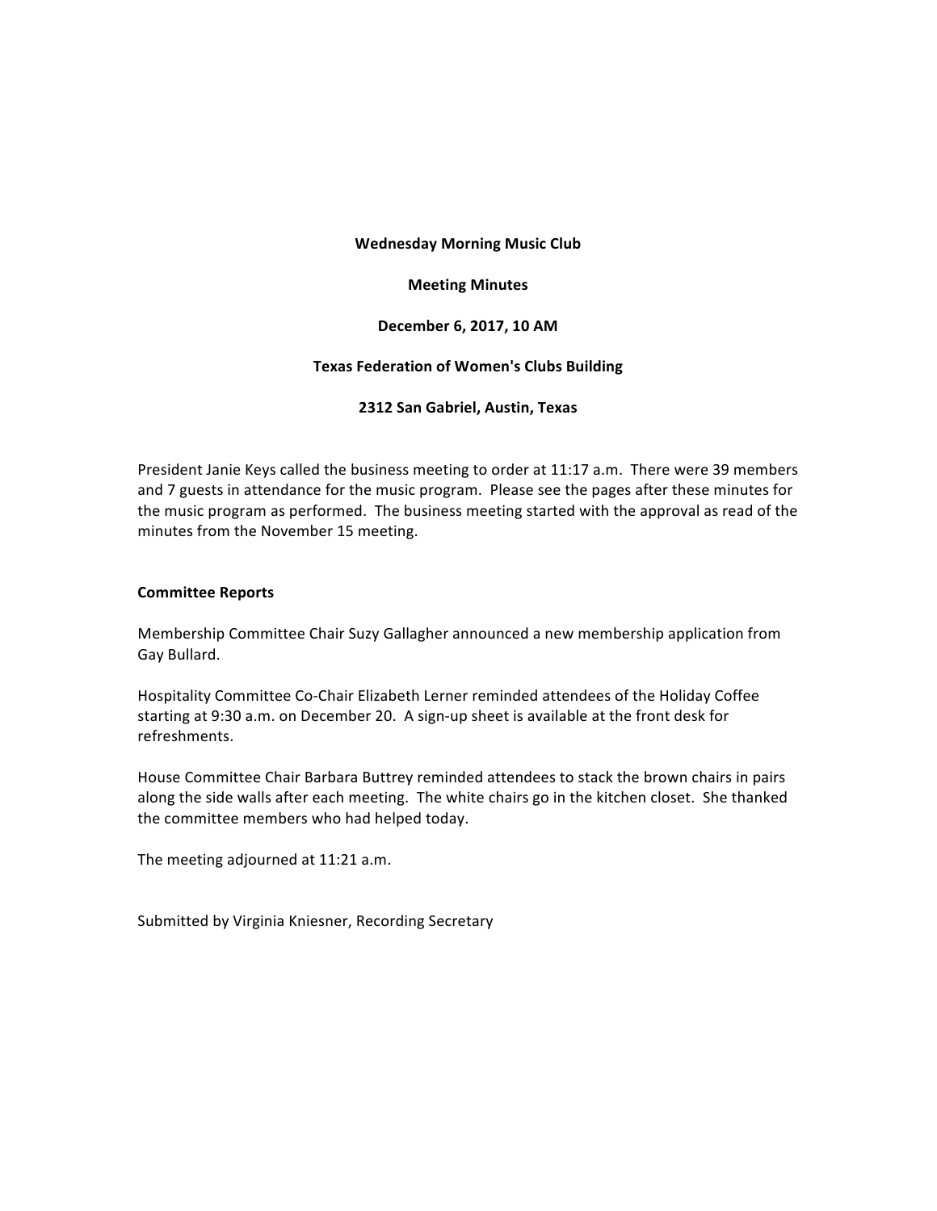**Wednesday Morning Music Club**

**Meeting Minutes**

**December 6, 2017, 10 AM**

**Texas Federation of Women's Clubs Building**

**2312 San Gabriel, Austin, Texas**

President Janie Keys called the business meeting to order at 11:17 a.m. There were 39 members and 7 guests in attendance for the music program. Please see the pages after these minutes for the music program as performed. The business meeting started with the approval as read of the minutes from the November 15 meeting.

**Committee Reports**

Membership Committee Chair Suzy Gallagher announced a new membership application from Gay Bullard.

Hospitality Committee Co-Chair Elizabeth Lerner reminded attendees of the Holiday Coffee starting at 9:30 a.m. on December 20. A sign-up sheet is available at the front desk for refreshments.

House Committee Chair Barbara Buttrey reminded attendees to stack the brown chairs in pairs along the side walls after each meeting. The white chairs go in the kitchen closet. She thanked the committee members who had helped today.

The meeting adjourned at 11:21 a.m.

Submitted by Virginia Kniesner, Recording Secretary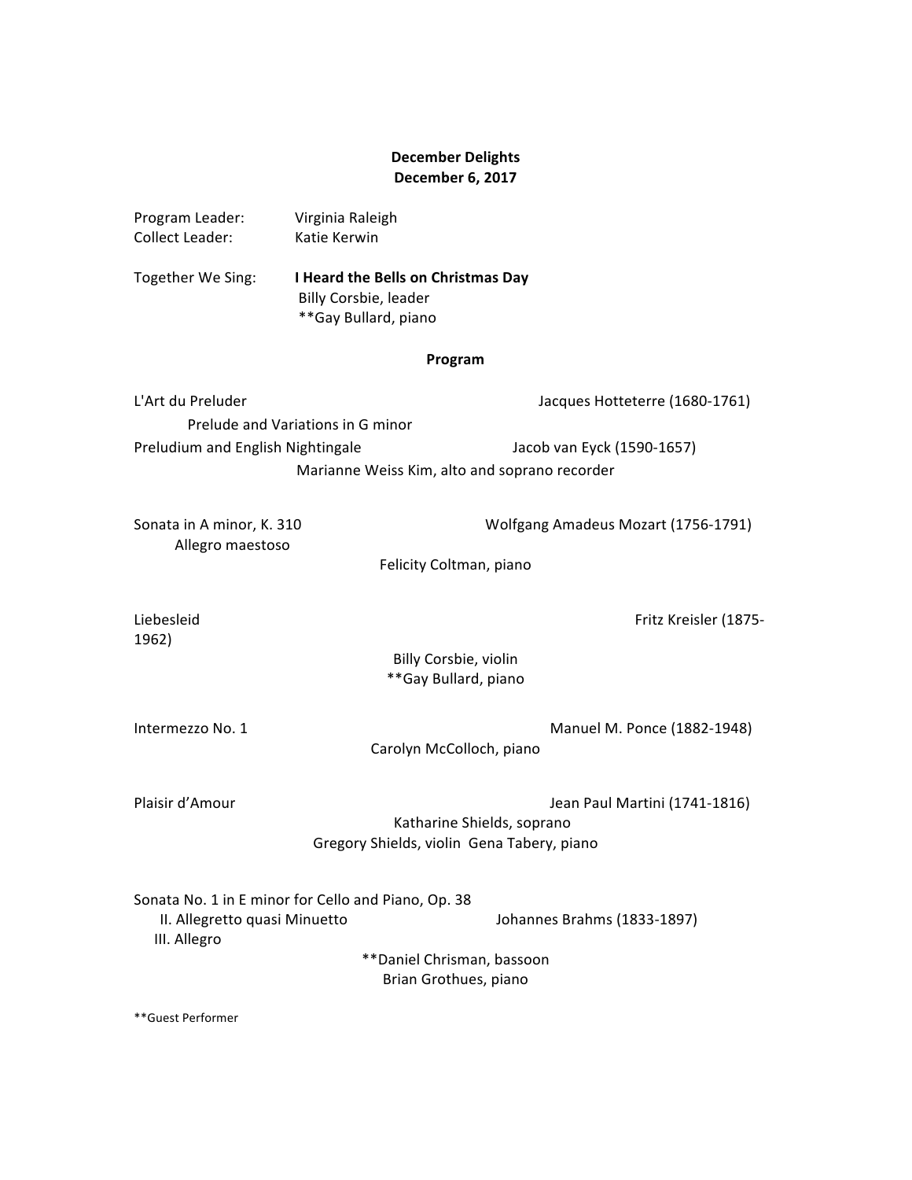**December Delights**
**December 6, 2017**

Program Leader: Virginia Raleigh
Collect Leader: Katie Kerwin

Together We Sing: **I Heard the Bells on Christmas Day**
Billy Corsbie, leader
**Gay Bullard, piano

**Program**

L'Art du Preluder — Jacques Hotteterre (1680-1761)
Prelude and Variations in G minor
Preludium and English Nightingale — Jacob van Eyck (1590-1657)
Marianne Weiss Kim, alto and soprano recorder

Sonata in A minor, K. 310 — Wolfgang Amadeus Mozart (1756-1791)
Allegro maestoso
Felicity Coltman, piano

Liebesleid — Fritz Kreisler (1875-1962)
Billy Corsbie, violin
**Gay Bullard, piano

Intermezzo No. 1 — Manuel M. Ponce (1882-1948)
Carolyn McColloch, piano

Plaisir d'Amour — Jean Paul Martini (1741-1816)
Katharine Shields, soprano
Gregory Shields, violin Gena Tabery, piano

Sonata No. 1 in E minor for Cello and Piano, Op. 38
II. Allegretto quasi Minuetto — Johannes Brahms (1833-1897)
III. Allegro
**Daniel Chrisman, bassoon
Brian Grothues, piano

**Guest Performer